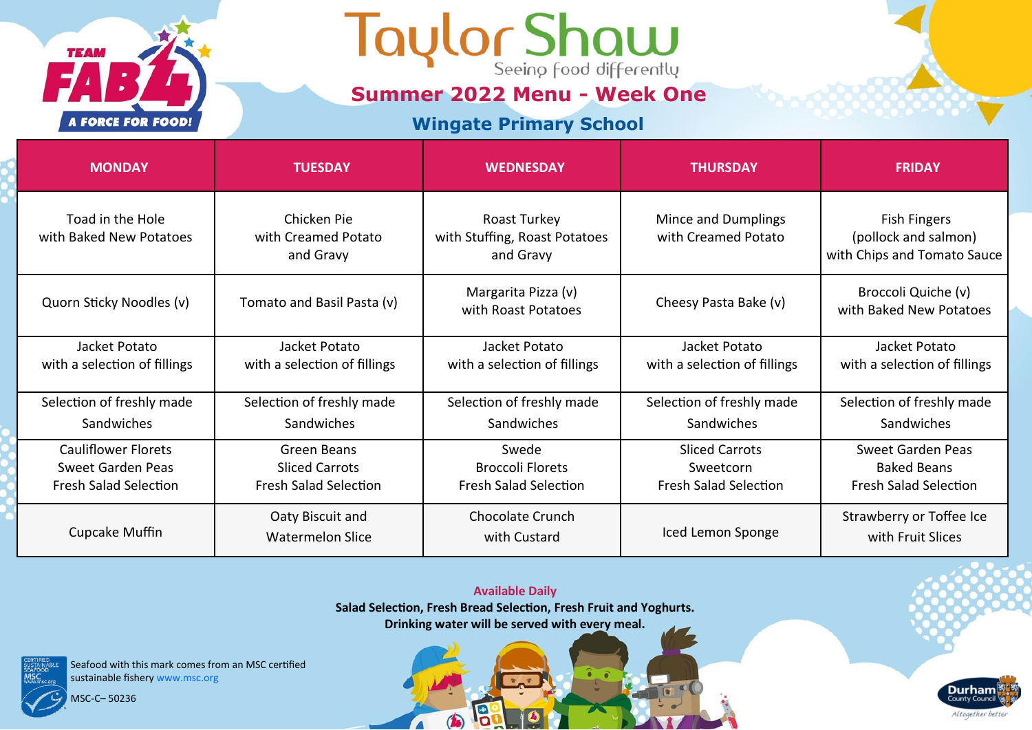TEAM FAB 4 A FORCE FOR FOOD!

# Taylor Shaw

Seeing food differently

## Summer 2022 Menu - Week One

### Wingate Primary School

| MONDAY | TUESDAY | WEDNESDAY | THURSDAY | FRIDAY |
|---|---|---|---|---|
| Toad in the Hole with Baked New Potatoes | Chicken Pie with Creamed Potato and Gravy | Roast Turkey with Stuffing, Roast Potatoes and Gravy | Mince and Dumplings with Creamed Potato | Fish Fingers (pollock and salmon) with Chips and Tomato Sauce |
| Quorn Sticky Noodles (v) | Tomato and Basil Pasta (v) | Margarita Pizza (v) with Roast Potatoes | Cheesy Pasta Bake (v) | Broccoli Quiche (v) with Baked New Potatoes |
| Jacket Potato with a selection of fillings | Jacket Potato with a selection of fillings | Jacket Potato with a selection of fillings | Jacket Potato with a selection of fillings | Jacket Potato with a selection of fillings |
| Selection of freshly made Sandwiches | Selection of freshly made Sandwiches | Selection of freshly made Sandwiches | Selection of freshly made Sandwiches | Selection of freshly made Sandwiches |
| Cauliflower Florets<br>Sweet Garden Peas<br>Fresh Salad Selection | Green Beans<br>Sliced Carrots<br>Fresh Salad Selection | Swede<br>Broccoli Florets<br>Fresh Salad Selection | Sliced Carrots<br>Sweetcorn<br>Fresh Salad Selection | Sweet Garden Peas<br>Baked Beans<br>Fresh Salad Selection |
| Cupcake Muffin | Oaty Biscuit and Watermelon Slice | Chocolate Crunch with Custard | Iced Lemon Sponge | Strawberry or Toffee Ice with Fruit Slices |

**Available Daily**

**Salad Selection, Fresh Bread Selection, Fresh Fruit and Yoghurts.**

**Drinking water will be served with every meal.**

Seafood with this mark comes from an MSC certified sustainable fishery www.msc.org

MSC-C– 50236

Durham County Council

Altogether better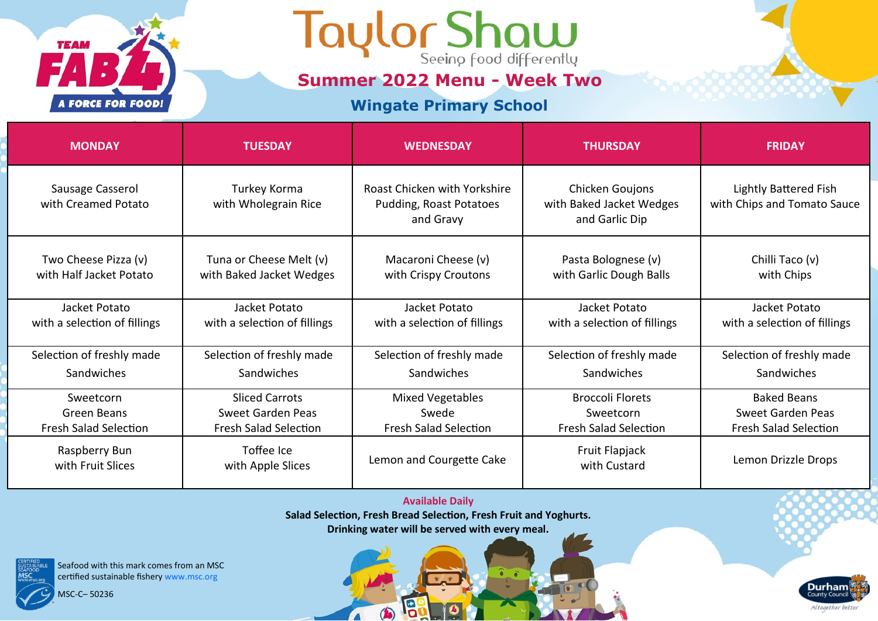Taylor Shaw

Seeing food differently

TEAM FAB 4 A FORCE FOR FOOD!

## Summer 2022 Menu - Week Two

### Wingate Primary School

| MONDAY | TUESDAY | WEDNESDAY | THURSDAY | FRIDAY |
|---|---|---|---|---|
| Sausage Casserol with Creamed Potato | Turkey Korma with Wholegrain Rice | Roast Chicken with Yorkshire Pudding, Roast Potatoes and Gravy | Chicken Goujons with Baked Jacket Wedges and Garlic Dip | Lightly Battered Fish with Chips and Tomato Sauce |
| Two Cheese Pizza (v) with Half Jacket Potato | Tuna or Cheese Melt (v) with Baked Jacket Wedges | Macaroni Cheese (v) with Crispy Croutons | Pasta Bolognese (v) with Garlic Dough Balls | Chilli Taco (v) with Chips |
| Jacket Potato with a selection of fillings | Jacket Potato with a selection of fillings | Jacket Potato with a selection of fillings | Jacket Potato with a selection of fillings | Jacket Potato with a selection of fillings |
| Selection of freshly made Sandwiches | Selection of freshly made Sandwiches | Selection of freshly made Sandwiches | Selection of freshly made Sandwiches | Selection of freshly made Sandwiches |
| Sweetcorn<br>Green Beans<br>Fresh Salad Selection | Sliced Carrots<br>Sweet Garden Peas<br>Fresh Salad Selection | Mixed Vegetables<br>Swede<br>Fresh Salad Selection | Broccoli Florets<br>Sweetcorn<br>Fresh Salad Selection | Baked Beans<br>Sweet Garden Peas<br>Fresh Salad Selection |
| Raspberry Bun with Fruit Slices | Toffee Ice with Apple Slices | Lemon and Courgette Cake | Fruit Flapjack with Custard | Lemon Drizzle Drops |

**Available Daily**

**Salad Selection, Fresh Bread Selection, Fresh Fruit and Yoghurts.**

**Drinking water will be served with every meal.**

Seafood with this mark comes from an MSC certified sustainable fishery www.msc.org

MSC-C– 50236

Durham County Council — Altogether better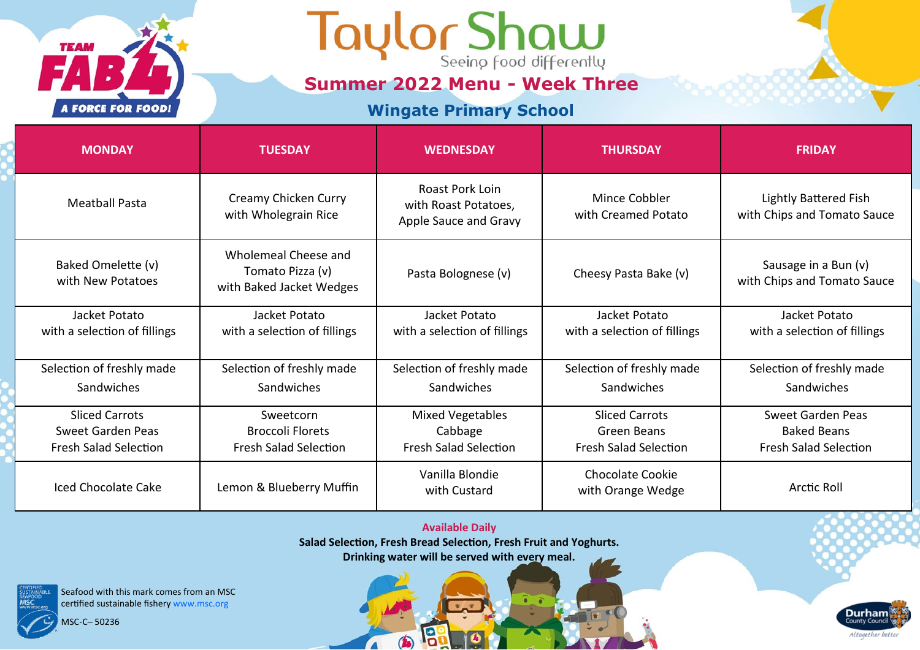# Taylor Shaw

Seeing food differently

## Summer 2022 Menu - Week Three

### Wingate Primary School

| MONDAY | TUESDAY | WEDNESDAY | THURSDAY | FRIDAY |
|---|---|---|---|---|
| Meatball Pasta | Creamy Chicken Curry with Wholegrain Rice | Roast Pork Loin with Roast Potatoes, Apple Sauce and Gravy | Mince Cobbler with Creamed Potato | Lightly Battered Fish with Chips and Tomato Sauce |
| Baked Omelette (v) with New Potatoes | Wholemeal Cheese and Tomato Pizza (v) with Baked Jacket Wedges | Pasta Bolognese (v) | Cheesy Pasta Bake (v) | Sausage in a Bun (v) with Chips and Tomato Sauce |
| Jacket Potato with a selection of fillings | Jacket Potato with a selection of fillings | Jacket Potato with a selection of fillings | Jacket Potato with a selection of fillings | Jacket Potato with a selection of fillings |
| Selection of freshly made Sandwiches | Selection of freshly made Sandwiches | Selection of freshly made Sandwiches | Selection of freshly made Sandwiches | Selection of freshly made Sandwiches |
| Sliced Carrots<br>Sweet Garden Peas<br>Fresh Salad Selection | Sweetcorn<br>Broccoli Florets<br>Fresh Salad Selection | Mixed Vegetables<br>Cabbage<br>Fresh Salad Selection | Sliced Carrots<br>Green Beans<br>Fresh Salad Selection | Sweet Garden Peas<br>Baked Beans<br>Fresh Salad Selection |
| Iced Chocolate Cake | Lemon & Blueberry Muffin | Vanilla Blondie with Custard | Chocolate Cookie with Orange Wedge | Arctic Roll |

**Available Daily**

**Salad Selection, Fresh Bread Selection, Fresh Fruit and Yoghurts.**
**Drinking water will be served with every meal.**

Seafood with this mark comes from an MSC certified sustainable fishery www.msc.org

MSC-C– 50236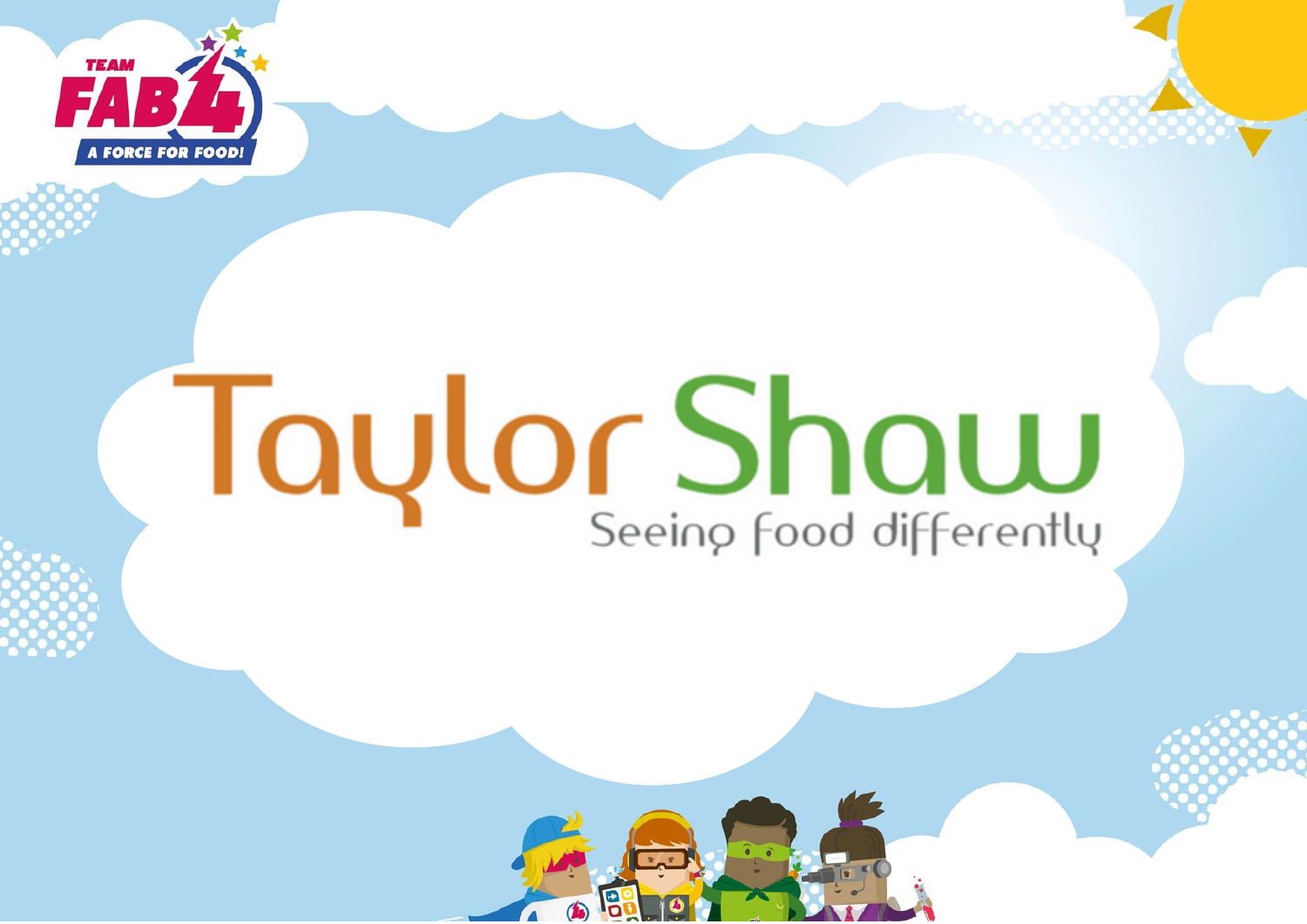TEAM FAB 4

A FORCE FOR FOOD!

# Taylor Shaw

Seeing food differently